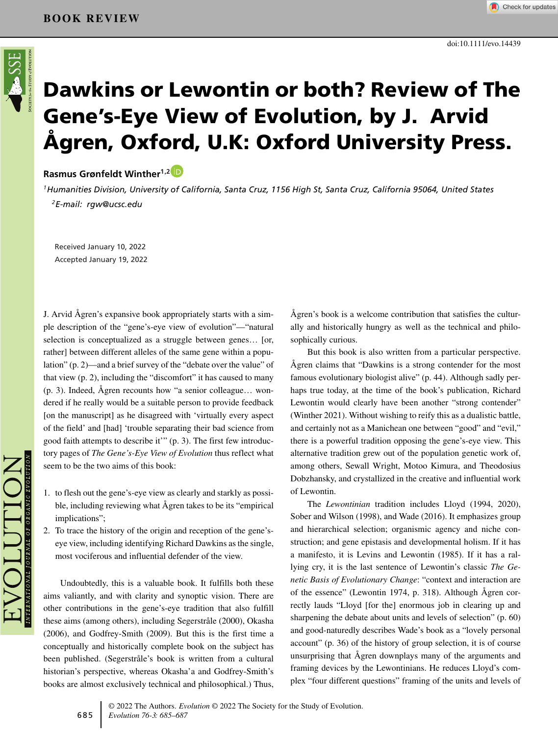BOOK REVIEW

doi:10.1111/evo.14439

# Dawkins or Lewontin or both? Review of The Gene's-Eye View of Evolution, by J. Arvid Ågren, Oxford, U.K: Oxford University Press.

**Rasmus Grønfeldt Winther**[1,2]

[1]*Humanities Division, University of California, Santa Cruz, 1156 High St, Santa Cruz, California 95064, United States*

[2]*E-mail: rgw@ucsc.edu*

Received January 10, 2022
Accepted January 19, 2022

J. Arvid Ågren's expansive book appropriately starts with a simple description of the "gene's-eye view of evolution"—"natural selection is conceptualized as a struggle between genes… [or, rather] between different alleles of the same gene within a population" (p. 2)—and a brief survey of the "debate over the value" of that view (p. 2), including the "discomfort" it has caused to many (p. 3). Indeed, Ågren recounts how "a senior colleague… wondered if he really would be a suitable person to provide feedback [on the manuscript] as he disagreed with 'virtually every aspect of the field' and [had] 'trouble separating their bad science from good faith attempts to describe it'" (p. 3). The first few introductory pages of *The Gene's-Eye View of Evolution* thus reflect what seem to be the two aims of this book:

1. to flesh out the gene's-eye view as clearly and starkly as possible, including reviewing what Ågren takes to be its "empirical implications";
2. To trace the history of the origin and reception of the gene's-eye view, including identifying Richard Dawkins as the single, most vociferous and influential defender of the view.

Undoubtedly, this is a valuable book. It fulfills both these aims valiantly, and with clarity and synoptic vision. There are other contributions in the gene's-eye tradition that also fulfill these aims (among others), including Segerstråle (2000), Okasha (2006), and Godfrey-Smith (2009). But this is the first time a conceptually and historically complete book on the subject has been published. (Segerstråle's book is written from a cultural historian's perspective, whereas Okasha'a and Godfrey-Smith's books are almost exclusively technical and philosophical.) Thus, Ågren's book is a welcome contribution that satisfies the culturally and historically hungry as well as the technical and philosophically curious.

But this book is also written from a particular perspective. Ågren claims that "Dawkins is a strong contender for the most famous evolutionary biologist alive" (p. 44). Although sadly perhaps true today, at the time of the book's publication, Richard Lewontin would clearly have been another "strong contender" (Winther 2021). Without wishing to reify this as a dualistic battle, and certainly not as a Manichean one between "good" and "evil," there is a powerful tradition opposing the gene's-eye view. This alternative tradition grew out of the population genetic work of, among others, Sewall Wright, Motoo Kimura, and Theodosius Dobzhansky, and crystallized in the creative and influential work of Lewontin.

The *Lewontinian* tradition includes Lloyd (1994, 2020), Sober and Wilson (1998), and Wade (2016). It emphasizes group and hierarchical selection; organismic agency and niche construction; and gene epistasis and developmental holism. If it has a manifesto, it is Levins and Lewontin (1985). If it has a rallying cry, it is the last sentence of Lewontin's classic *The Genetic Basis of Evolutionary Change*: "context and interaction are of the essence" (Lewontin 1974, p. 318). Although Ågren correctly lauds "Lloyd [for the] enormous job in clearing up and sharpening the debate about units and levels of selection" (p. 60) and good-naturedly describes Wade's book as a "lovely personal account" (p. 36) of the history of group selection, it is of course unsurprising that Ågren downplays many of the arguments and framing devices by the Lewontinians. He reduces Lloyd's complex "four different questions" framing of the units and levels of

© 2022 The Authors. *Evolution* © 2022 The Society for the Study of Evolution.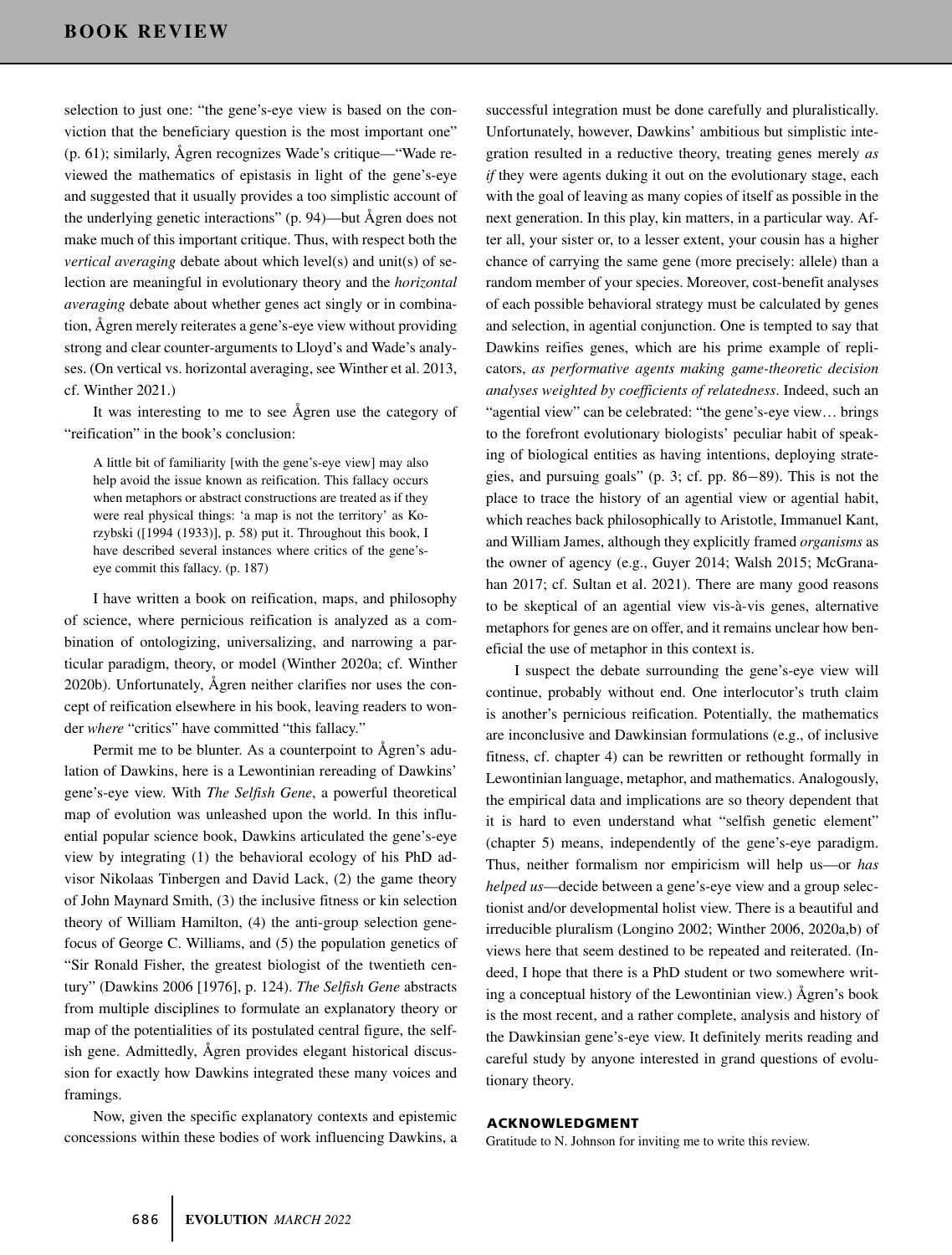selection to just one: "the gene's-eye view is based on the conviction that the beneficiary question is the most important one" (p. 61); similarly, Ågren recognizes Wade's critique—"Wade reviewed the mathematics of epistasis in light of the gene's-eye and suggested that it usually provides a too simplistic account of the underlying genetic interactions" (p. 94)—but Ågren does not make much of this important critique. Thus, with respect both the *vertical averaging* debate about which level(s) and unit(s) of selection are meaningful in evolutionary theory and the *horizontal averaging* debate about whether genes act singly or in combination, Ågren merely reiterates a gene's-eye view without providing strong and clear counter-arguments to Lloyd's and Wade's analyses. (On vertical vs. horizontal averaging, see Winther et al. 2013, cf. Winther 2021.)

It was interesting to me to see Ågren use the category of "reification" in the book's conclusion:

> A little bit of familiarity [with the gene's-eye view] may also help avoid the issue known as reification. This fallacy occurs when metaphors or abstract constructions are treated as if they were real physical things: 'a map is not the territory' as Korzybski ([1994 (1933)], p. 58) put it. Throughout this book, I have described several instances where critics of the gene's-eye commit this fallacy. (p. 187)

I have written a book on reification, maps, and philosophy of science, where pernicious reification is analyzed as a combination of ontologizing, universalizing, and narrowing a particular paradigm, theory, or model (Winther 2020a; cf. Winther 2020b). Unfortunately, Ågren neither clarifies nor uses the concept of reification elsewhere in his book, leaving readers to wonder *where* "critics" have committed "this fallacy."

Permit me to be blunter. As a counterpoint to Ågren's adulation of Dawkins, here is a Lewontinian rereading of Dawkins' gene's-eye view. With *The Selfish Gene*, a powerful theoretical map of evolution was unleashed upon the world. In this influential popular science book, Dawkins articulated the gene's-eye view by integrating (1) the behavioral ecology of his PhD advisor Nikolaas Tinbergen and David Lack, (2) the game theory of John Maynard Smith, (3) the inclusive fitness or kin selection theory of William Hamilton, (4) the anti-group selection gene-focus of George C. Williams, and (5) the population genetics of "Sir Ronald Fisher, the greatest biologist of the twentieth century" (Dawkins 2006 [1976], p. 124). *The Selfish Gene* abstracts from multiple disciplines to formulate an explanatory theory or map of the potentialities of its postulated central figure, the selfish gene. Admittedly, Ågren provides elegant historical discussion for exactly how Dawkins integrated these many voices and framings.

Now, given the specific explanatory contexts and epistemic concessions within these bodies of work influencing Dawkins, a successful integration must be done carefully and pluralistically. Unfortunately, however, Dawkins' ambitious but simplistic integration resulted in a reductive theory, treating genes merely *as if* they were agents duking it out on the evolutionary stage, each with the goal of leaving as many copies of itself as possible in the next generation. In this play, kin matters, in a particular way. After all, your sister or, to a lesser extent, your cousin has a higher chance of carrying the same gene (more precisely: allele) than a random member of your species. Moreover, cost-benefit analyses of each possible behavioral strategy must be calculated by genes and selection, in agential conjunction. One is tempted to say that Dawkins reifies genes, which are his prime example of replicators, *as performative agents making game-theoretic decision analyses weighted by coefficients of relatedness*. Indeed, such an "agential view" can be celebrated: "the gene's-eye view… brings to the forefront evolutionary biologists' peculiar habit of speaking of biological entities as having intentions, deploying strategies, and pursuing goals" (p. 3; cf. pp. 86−89). This is not the place to trace the history of an agential view or agential habit, which reaches back philosophically to Aristotle, Immanuel Kant, and William James, although they explicitly framed *organisms* as the owner of agency (e.g., Guyer 2014; Walsh 2015; McGranahan 2017; cf. Sultan et al. 2021). There are many good reasons to be skeptical of an agential view vis-à-vis genes, alternative metaphors for genes are on offer, and it remains unclear how beneficial the use of metaphor in this context is.

I suspect the debate surrounding the gene's-eye view will continue, probably without end. One interlocutor's truth claim is another's pernicious reification. Potentially, the mathematics are inconclusive and Dawkinsian formulations (e.g., of inclusive fitness, cf. chapter 4) can be rewritten or rethought formally in Lewontinian language, metaphor, and mathematics. Analogously, the empirical data and implications are so theory dependent that it is hard to even understand what "selfish genetic element" (chapter 5) means, independently of the gene's-eye paradigm. Thus, neither formalism nor empiricism will help us—or *has helped us*—decide between a gene's-eye view and a group selectionist and/or developmental holist view. There is a beautiful and irreducible pluralism (Longino 2002; Winther 2006, 2020a,b) of views here that seem destined to be repeated and reiterated. (Indeed, I hope that there is a PhD student or two somewhere writing a conceptual history of the Lewontinian view.) Ågren's book is the most recent, and a rather complete, analysis and history of the Dawkinsian gene's-eye view. It definitely merits reading and careful study by anyone interested in grand questions of evolutionary theory.

## ACKNOWLEDGMENT

Gratitude to N. Johnson for inviting me to write this review.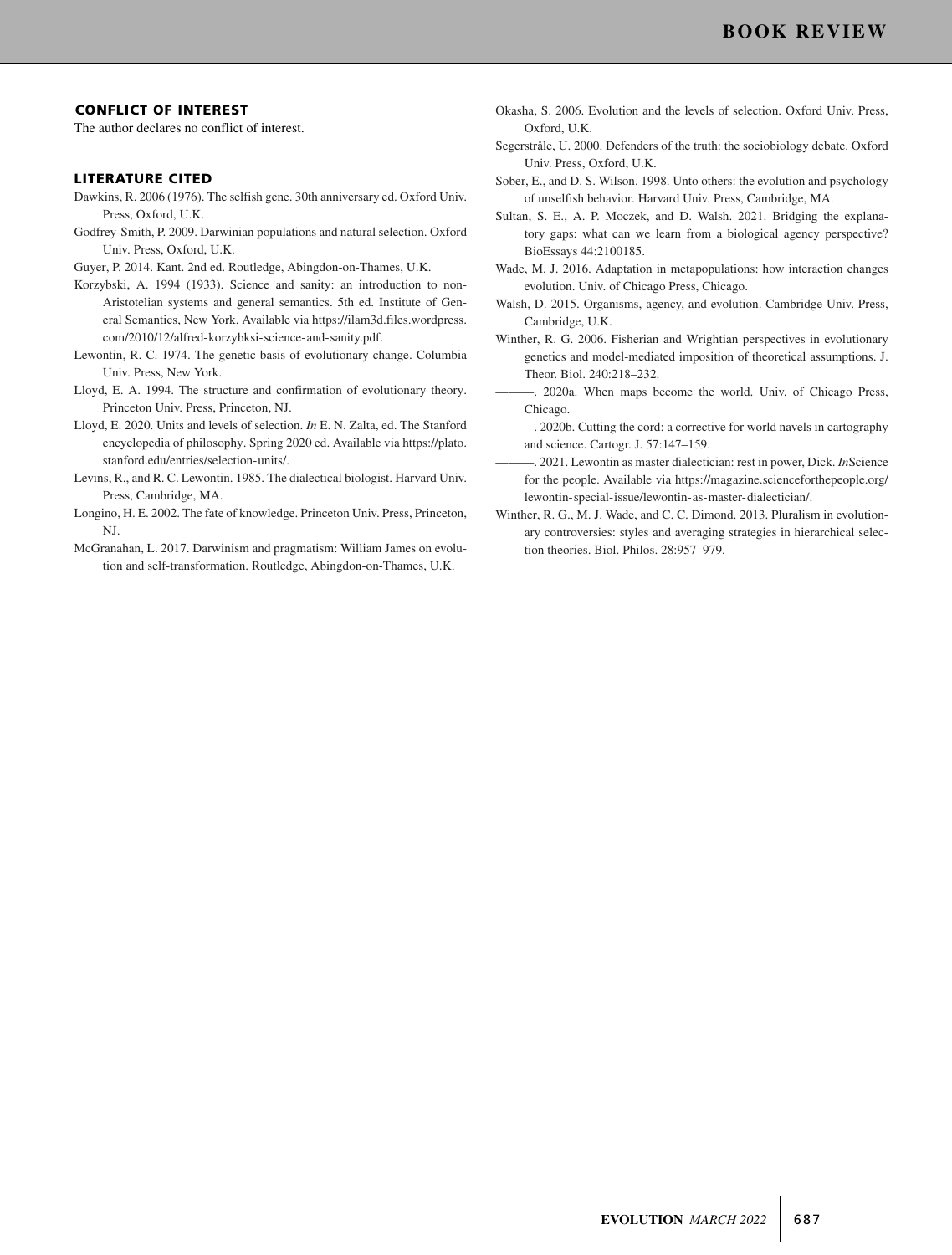## CONFLICT OF INTEREST

The author declares no conflict of interest.

## LITERATURE CITED

Dawkins, R. 2006 (1976). The selfish gene. 30th anniversary ed. Oxford Univ. Press, Oxford, U.K.

Godfrey-Smith, P. 2009. Darwinian populations and natural selection. Oxford Univ. Press, Oxford, U.K.

Guyer, P. 2014. Kant. 2nd ed. Routledge, Abingdon-on-Thames, U.K.

Korzybski, A. 1994 (1933). Science and sanity: an introduction to non-Aristotelian systems and general semantics. 5th ed. Institute of General Semantics, New York. Available via https://ilam3d.files.wordpress.com/2010/12/alfred-korzybksi-science-and-sanity.pdf.

Lewontin, R. C. 1974. The genetic basis of evolutionary change. Columbia Univ. Press, New York.

Lloyd, E. A. 1994. The structure and confirmation of evolutionary theory. Princeton Univ. Press, Princeton, NJ.

Lloyd, E. 2020. Units and levels of selection. *In* E. N. Zalta, ed. The Stanford encyclopedia of philosophy. Spring 2020 ed. Available via https://plato.stanford.edu/entries/selection-units/.

Levins, R., and R. C. Lewontin. 1985. The dialectical biologist. Harvard Univ. Press, Cambridge, MA.

Longino, H. E. 2002. The fate of knowledge. Princeton Univ. Press, Princeton, NJ.

McGranahan, L. 2017. Darwinism and pragmatism: William James on evolution and self-transformation. Routledge, Abingdon-on-Thames, U.K.

Okasha, S. 2006. Evolution and the levels of selection. Oxford Univ. Press, Oxford, U.K.

Segerstråle, U. 2000. Defenders of the truth: the sociobiology debate. Oxford Univ. Press, Oxford, U.K.

Sober, E., and D. S. Wilson. 1998. Unto others: the evolution and psychology of unselfish behavior. Harvard Univ. Press, Cambridge, MA.

Sultan, S. E., A. P. Moczek, and D. Walsh. 2021. Bridging the explanatory gaps: what can we learn from a biological agency perspective? BioEssays 44:2100185.

Wade, M. J. 2016. Adaptation in metapopulations: how interaction changes evolution. Univ. of Chicago Press, Chicago.

Walsh, D. 2015. Organisms, agency, and evolution. Cambridge Univ. Press, Cambridge, U.K.

Winther, R. G. 2006. Fisherian and Wrightian perspectives in evolutionary genetics and model-mediated imposition of theoretical assumptions. J. Theor. Biol. 240:218–232.

———. 2020a. When maps become the world. Univ. of Chicago Press, Chicago.

———. 2020b. Cutting the cord: a corrective for world navels in cartography and science. Cartogr. J. 57:147–159.

———. 2021. Lewontin as master dialectician: rest in power, Dick. *In*Science for the people. Available via https://magazine.scienceforthepeople.org/lewontin-special-issue/lewontin-as-master-dialectician/.

Winther, R. G., M. J. Wade, and C. C. Dimond. 2013. Pluralism in evolutionary controversies: styles and averaging strategies in hierarchical selection theories. Biol. Philos. 28:957–979.